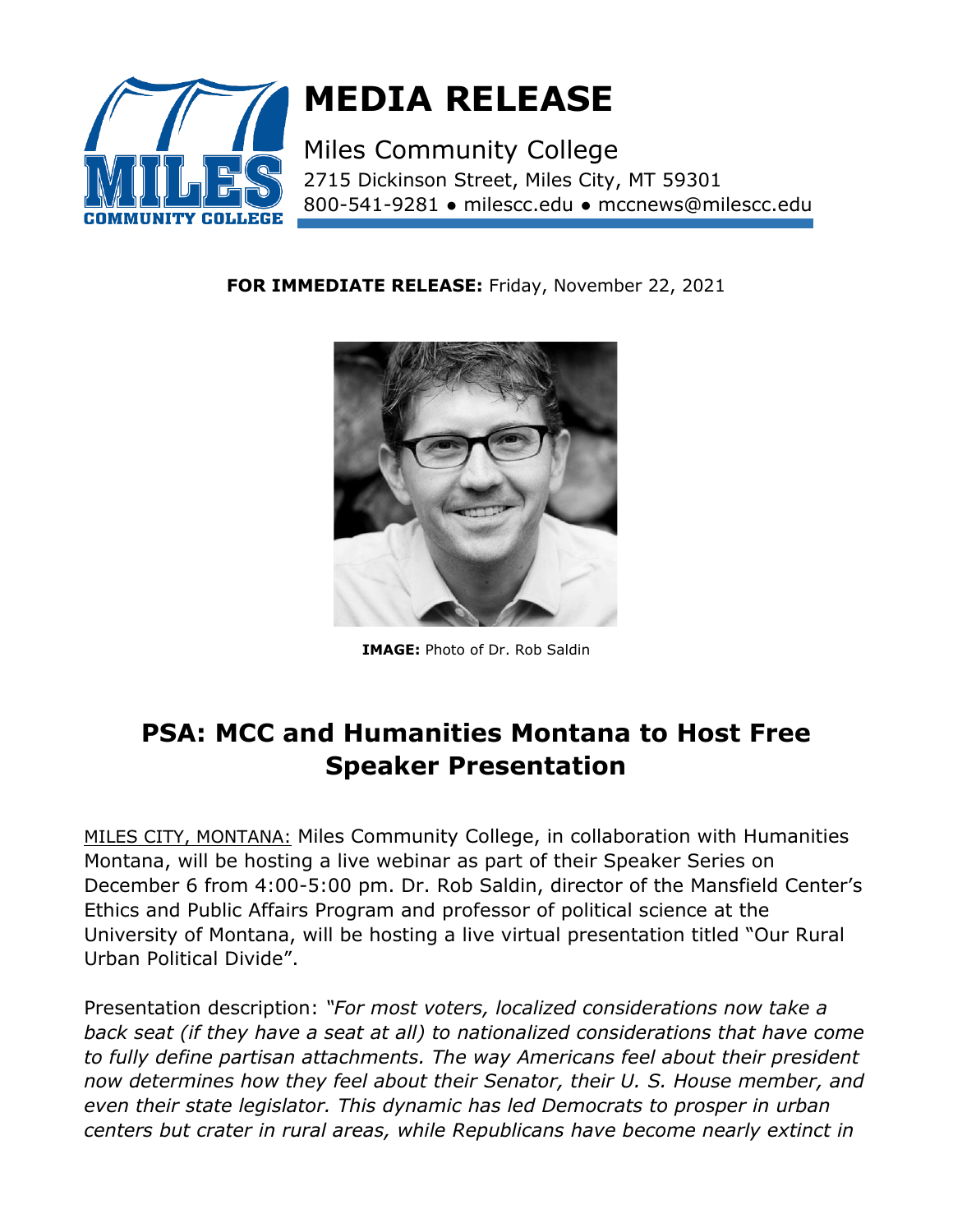# MEDIA RELEASE

Miles Community College
2715 Dickinson Street, Miles City, MT 59301
800-541-9281 ● milescc.edu ● mccnews@milescc.edu

**FOR IMMEDIATE RELEASE:** Friday, November 22, 2021

**IMAGE:** Photo of Dr. Rob Saldin

## PSA: MCC and Humanities Montana to Host Free Speaker Presentation

MILES CITY, MONTANA: Miles Community College, in collaboration with Humanities Montana, will be hosting a live webinar as part of their Speaker Series on December 6 from 4:00-5:00 pm. Dr. Rob Saldin, director of the Mansfield Center's Ethics and Public Affairs Program and professor of political science at the University of Montana, will be hosting a live virtual presentation titled "Our Rural Urban Political Divide".

Presentation description: *"For most voters, localized considerations now take a back seat (if they have a seat at all) to nationalized considerations that have come to fully define partisan attachments. The way Americans feel about their president now determines how they feel about their Senator, their U. S. House member, and even their state legislator. This dynamic has led Democrats to prosper in urban centers but crater in rural areas, while Republicans have become nearly extinct in*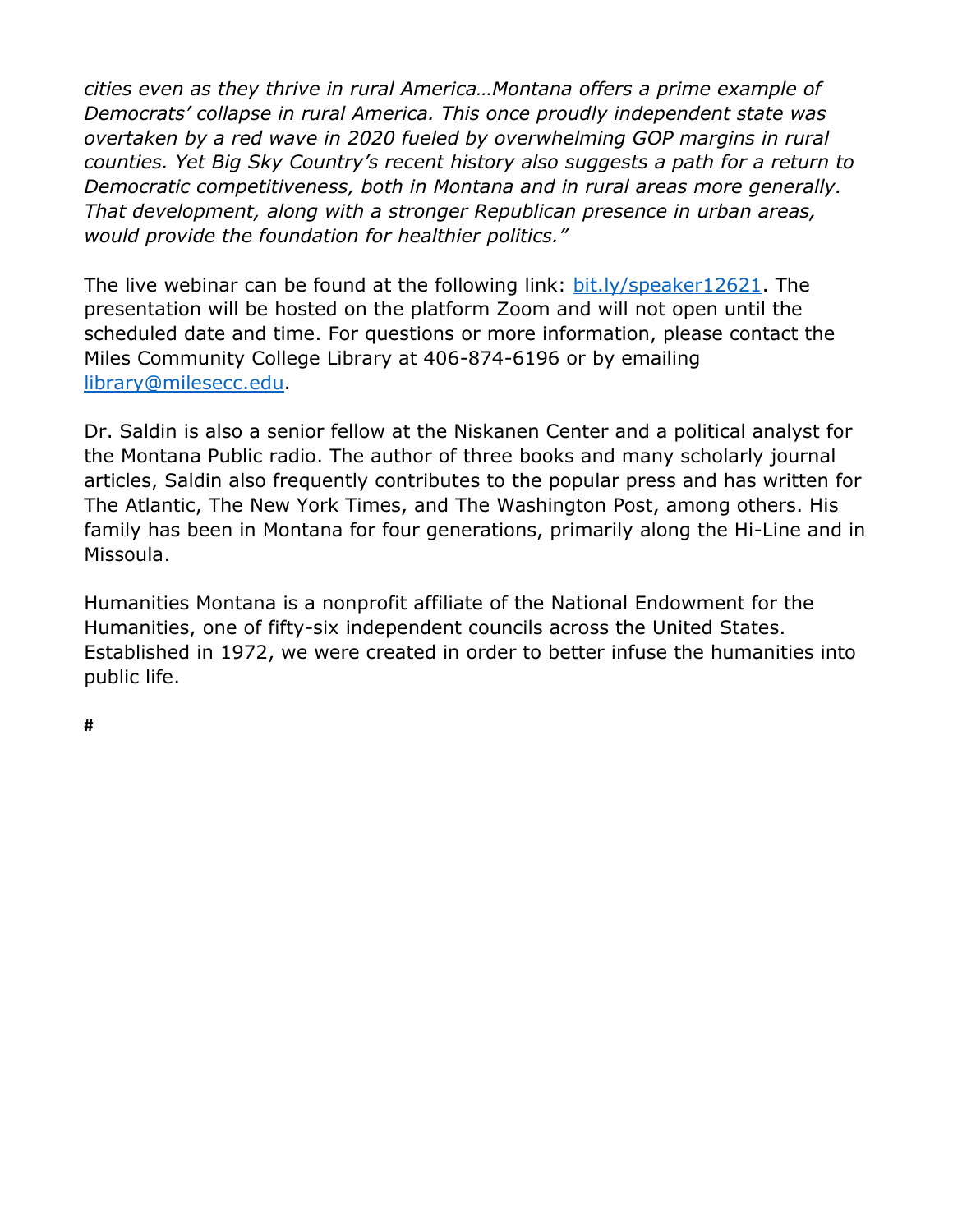*cities even as they thrive in rural America…Montana offers a prime example of Democrats' collapse in rural America. This once proudly independent state was overtaken by a red wave in 2020 fueled by overwhelming GOP margins in rural counties. Yet Big Sky Country's recent history also suggests a path for a return to Democratic competitiveness, both in Montana and in rural areas more generally. That development, along with a stronger Republican presence in urban areas, would provide the foundation for healthier politics."*

The live webinar can be found at the following link: [bit.ly/speaker12621](bit.ly/speaker12621). The presentation will be hosted on the platform Zoom and will not open until the scheduled date and time. For questions or more information, please contact the Miles Community College Library at 406-874-6196 or by emailing [library@milescc.edu](mailto:library@milescc.edu).

Dr. Saldin is also a senior fellow at the Niskanen Center and a political analyst for the Montana Public radio. The author of three books and many scholarly journal articles, Saldin also frequently contributes to the popular press and has written for The Atlantic, The New York Times, and The Washington Post, among others. His family has been in Montana for four generations, primarily along the Hi-Line and in Missoula.

Humanities Montana is a nonprofit affiliate of the National Endowment for the Humanities, one of fifty-six independent councils across the United States. Established in 1972, we were created in order to better infuse the humanities into public life.

#